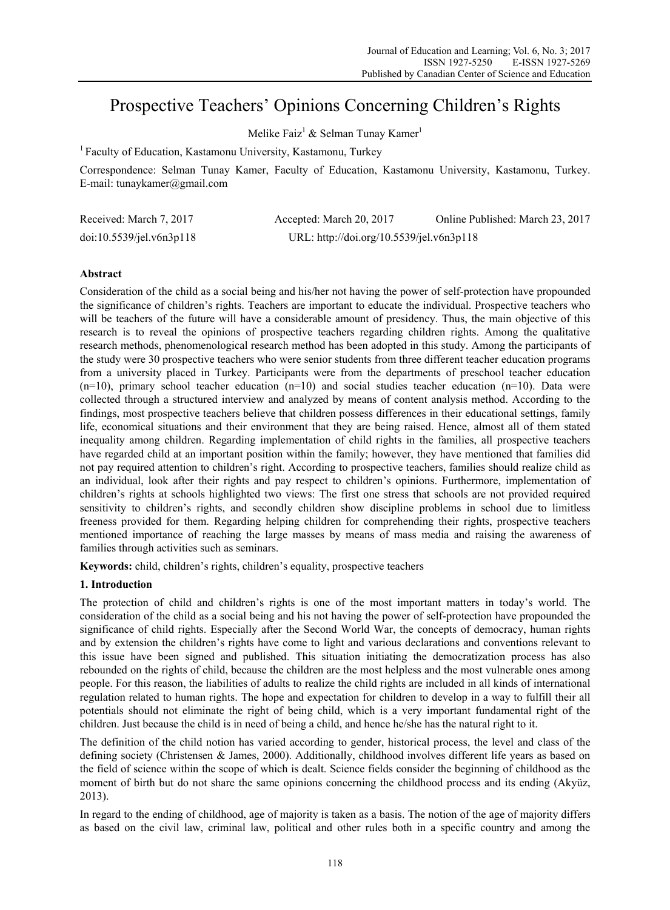# Prospective Teachers' Opinions Concerning Children's Rights

Melike Faiz[1] & Selman Tunay Kamer[1]

[1] Faculty of Education, Kastamonu University, Kastamonu, Turkey

Correspondence: Selman Tunay Kamer, Faculty of Education, Kastamonu University, Kastamonu, Turkey. E-mail: tunaykamer@gmail.com

Received: March 7, 2017 Accepted: March 20, 2017 Online Published: March 23, 2017

doi:10.5539/jel.v6n3p118 URL: http://doi.org/10.5539/jel.v6n3p118

## Abstract

Consideration of the child as a social being and his/her not having the power of self-protection have propounded the significance of children's rights. Teachers are important to educate the individual. Prospective teachers who will be teachers of the future will have a considerable amount of presidency. Thus, the main objective of this research is to reveal the opinions of prospective teachers regarding children rights. Among the qualitative research methods, phenomenological research method has been adopted in this study. Among the participants of the study were 30 prospective teachers who were senior students from three different teacher education programs from a university placed in Turkey. Participants were from the departments of preschool teacher education (n=10), primary school teacher education (n=10) and social studies teacher education (n=10). Data were collected through a structured interview and analyzed by means of content analysis method. According to the findings, most prospective teachers believe that children possess differences in their educational settings, family life, economical situations and their environment that they are being raised. Hence, almost all of them stated inequality among children. Regarding implementation of child rights in the families, all prospective teachers have regarded child at an important position within the family; however, they have mentioned that families did not pay required attention to children's right. According to prospective teachers, families should realize child as an individual, look after their rights and pay respect to children's opinions. Furthermore, implementation of children's rights at schools highlighted two views: The first one stress that schools are not provided required sensitivity to children's rights, and secondly children show discipline problems in school due to limitless freeness provided for them. Regarding helping children for comprehending their rights, prospective teachers mentioned importance of reaching the large masses by means of mass media and raising the awareness of families through activities such as seminars.

**Keywords:** child, children's rights, children's equality, prospective teachers

## 1. Introduction

The protection of child and children's rights is one of the most important matters in today's world. The consideration of the child as a social being and his not having the power of self-protection have propounded the significance of child rights. Especially after the Second World War, the concepts of democracy, human rights and by extension the children's rights have come to light and various declarations and conventions relevant to this issue have been signed and published. This situation initiating the democratization process has also rebounded on the rights of child, because the children are the most helpless and the most vulnerable ones among people. For this reason, the liabilities of adults to realize the child rights are included in all kinds of international regulation related to human rights. The hope and expectation for children to develop in a way to fulfill their all potentials should not eliminate the right of being child, which is a very important fundamental right of the children. Just because the child is in need of being a child, and hence he/she has the natural right to it.

The definition of the child notion has varied according to gender, historical process, the level and class of the defining society (Christensen & James, 2000). Additionally, childhood involves different life years as based on the field of science within the scope of which is dealt. Science fields consider the beginning of childhood as the moment of birth but do not share the same opinions concerning the childhood process and its ending (Akyüz, 2013).

In regard to the ending of childhood, age of majority is taken as a basis. The notion of the age of majority differs as based on the civil law, criminal law, political and other rules both in a specific country and among the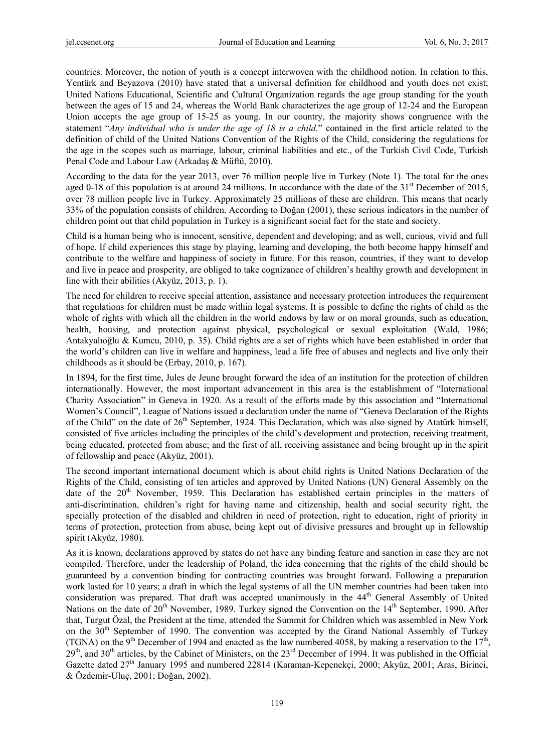countries. Moreover, the notion of youth is a concept interwoven with the childhood notion. In relation to this, Yentürk and Beyazova (2010) have stated that a universal definition for childhood and youth does not exist; United Nations Educational, Scientific and Cultural Organization regards the age group standing for the youth between the ages of 15 and 24, whereas the World Bank characterizes the age group of 12-24 and the European Union accepts the age group of 15-25 as young. In our country, the majority shows congruence with the statement "*Any individual who is under the age of 18 is a child.*" contained in the first article related to the definition of child of the United Nations Convention of the Rights of the Child, considering the regulations for the age in the scopes such as marriage, labour, criminal liabilities and etc., of the Turkish Civil Code, Turkish Penal Code and Labour Law (Arkadaş & Müftü, 2010).

According to the data for the year 2013, over 76 million people live in Turkey (Note 1). The total for the ones aged 0-18 of this population is at around 24 millions. In accordance with the date of the 31st December of 2015, over 78 million people live in Turkey. Approximately 25 millions of these are children. This means that nearly 33% of the population consists of children. According to Doğan (2001), these serious indicators in the number of children point out that child population in Turkey is a significant social fact for the state and society.

Child is a human being who is innocent, sensitive, dependent and developing; and as well, curious, vivid and full of hope. If child experiences this stage by playing, learning and developing, the both become happy himself and contribute to the welfare and happiness of society in future. For this reason, countries, if they want to develop and live in peace and prosperity, are obliged to take cognizance of children's healthy growth and development in line with their abilities (Akyüz, 2013, p. 1).

The need for children to receive special attention, assistance and necessary protection introduces the requirement that regulations for children must be made within legal systems. It is possible to define the rights of child as the whole of rights with which all the children in the world endows by law or on moral grounds, such as education, health, housing, and protection against physical, psychological or sexual exploitation (Wald, 1986; Antakyalıoğlu & Kumcu, 2010, p. 35). Child rights are a set of rights which have been established in order that the world's children can live in welfare and happiness, lead a life free of abuses and neglects and live only their childhoods as it should be (Erbay, 2010, p. 167).

In 1894, for the first time, Jules de Jeune brought forward the idea of an institution for the protection of children internationally. However, the most important advancement in this area is the establishment of "International Charity Association" in Geneva in 1920. As a result of the efforts made by this association and "International Women's Council", League of Nations issued a declaration under the name of "Geneva Declaration of the Rights of the Child" on the date of 26th September, 1924. This Declaration, which was also signed by Atatürk himself, consisted of five articles including the principles of the child's development and protection, receiving treatment, being educated, protected from abuse; and the first of all, receiving assistance and being brought up in the spirit of fellowship and peace (Akyüz, 2001).

The second important international document which is about child rights is United Nations Declaration of the Rights of the Child, consisting of ten articles and approved by United Nations (UN) General Assembly on the date of the 20th November, 1959. This Declaration has established certain principles in the matters of anti-discrimination, children's right for having name and citizenship, health and social security right, the specially protection of the disabled and children in need of protection, right to education, right of priority in terms of protection, protection from abuse, being kept out of divisive pressures and brought up in fellowship spirit (Akyüz, 1980).

As it is known, declarations approved by states do not have any binding feature and sanction in case they are not compiled. Therefore, under the leadership of Poland, the idea concerning that the rights of the child should be guaranteed by a convention binding for contracting countries was brought forward. Following a preparation work lasted for 10 years; a draft in which the legal systems of all the UN member countries had been taken into consideration was prepared. That draft was accepted unanimously in the 44th General Assembly of United Nations on the date of 20th November, 1989. Turkey signed the Convention on the 14th September, 1990. After that, Turgut Özal, the President at the time, attended the Summit for Children which was assembled in New York on the 30th September of 1990. The convention was accepted by the Grand National Assembly of Turkey (TGNA) on the 9th December of 1994 and enacted as the law numbered 4058, by making a reservation to the 17th, 29th, and 30th articles, by the Cabinet of Ministers, on the 23rd December of 1994. It was published in the Official Gazette dated 27th January 1995 and numbered 22814 (Karaman-Kepenekçi, 2000; Akyüz, 2001; Aras, Birinci, & Özdemir-Uluç, 2001; Doğan, 2002).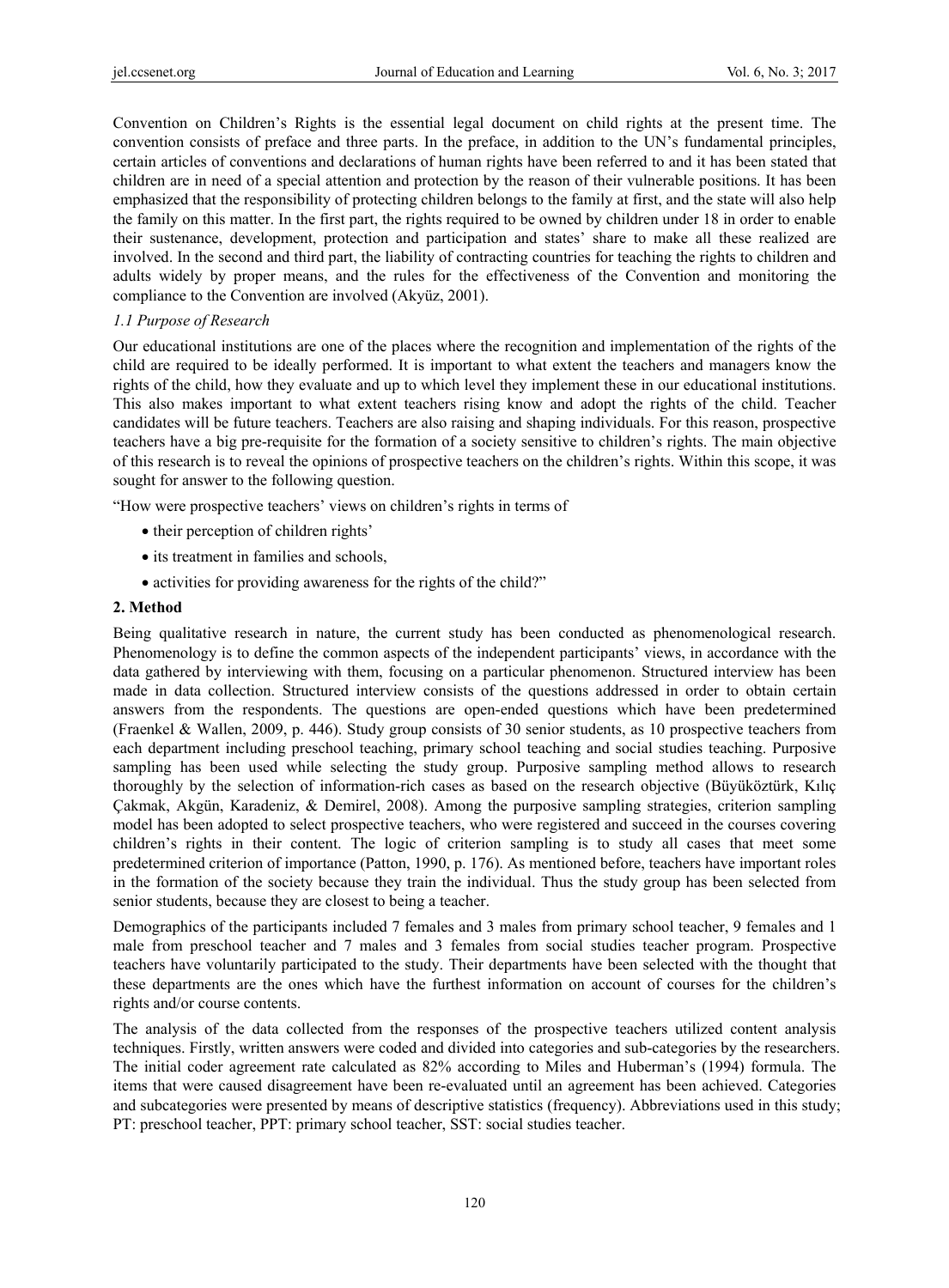Convention on Children's Rights is the essential legal document on child rights at the present time. The convention consists of preface and three parts. In the preface, in addition to the UN's fundamental principles, certain articles of conventions and declarations of human rights have been referred to and it has been stated that children are in need of a special attention and protection by the reason of their vulnerable positions. It has been emphasized that the responsibility of protecting children belongs to the family at first, and the state will also help the family on this matter. In the first part, the rights required to be owned by children under 18 in order to enable their sustenance, development, protection and participation and states' share to make all these realized are involved. In the second and third part, the liability of contracting countries for teaching the rights to children and adults widely by proper means, and the rules for the effectiveness of the Convention and monitoring the compliance to the Convention are involved (Akyüz, 2001).

### *1.1 Purpose of Research*

Our educational institutions are one of the places where the recognition and implementation of the rights of the child are required to be ideally performed. It is important to what extent the teachers and managers know the rights of the child, how they evaluate and up to which level they implement these in our educational institutions. This also makes important to what extent teachers rising know and adopt the rights of the child. Teacher candidates will be future teachers. Teachers are also raising and shaping individuals. For this reason, prospective teachers have a big pre-requisite for the formation of a society sensitive to children's rights. The main objective of this research is to reveal the opinions of prospective teachers on the children's rights. Within this scope, it was sought for answer to the following question.

"How were prospective teachers' views on children's rights in terms of

- their perception of children rights'
- its treatment in families and schools,
- activities for providing awareness for the rights of the child?"

## 2. Method

Being qualitative research in nature, the current study has been conducted as phenomenological research. Phenomenology is to define the common aspects of the independent participants' views, in accordance with the data gathered by interviewing with them, focusing on a particular phenomenon. Structured interview has been made in data collection. Structured interview consists of the questions addressed in order to obtain certain answers from the respondents. The questions are open-ended questions which have been predetermined (Fraenkel & Wallen, 2009, p. 446). Study group consists of 30 senior students, as 10 prospective teachers from each department including preschool teaching, primary school teaching and social studies teaching. Purposive sampling has been used while selecting the study group. Purposive sampling method allows to research thoroughly by the selection of information-rich cases as based on the research objective (Büyüköztürk, Kılıç Çakmak, Akgün, Karadeniz, & Demirel, 2008). Among the purposive sampling strategies, criterion sampling model has been adopted to select prospective teachers, who were registered and succeed in the courses covering children's rights in their content. The logic of criterion sampling is to study all cases that meet some predetermined criterion of importance (Patton, 1990, p. 176). As mentioned before, teachers have important roles in the formation of the society because they train the individual. Thus the study group has been selected from senior students, because they are closest to being a teacher.

Demographics of the participants included 7 females and 3 males from primary school teacher, 9 females and 1 male from preschool teacher and 7 males and 3 females from social studies teacher program. Prospective teachers have voluntarily participated to the study. Their departments have been selected with the thought that these departments are the ones which have the furthest information on account of courses for the children's rights and/or course contents.

The analysis of the data collected from the responses of the prospective teachers utilized content analysis techniques. Firstly, written answers were coded and divided into categories and sub-categories by the researchers. The initial coder agreement rate calculated as 82% according to Miles and Huberman's (1994) formula. The items that were caused disagreement have been re-evaluated until an agreement has been achieved. Categories and subcategories were presented by means of descriptive statistics (frequency). Abbreviations used in this study; PT: preschool teacher, PPT: primary school teacher, SST: social studies teacher.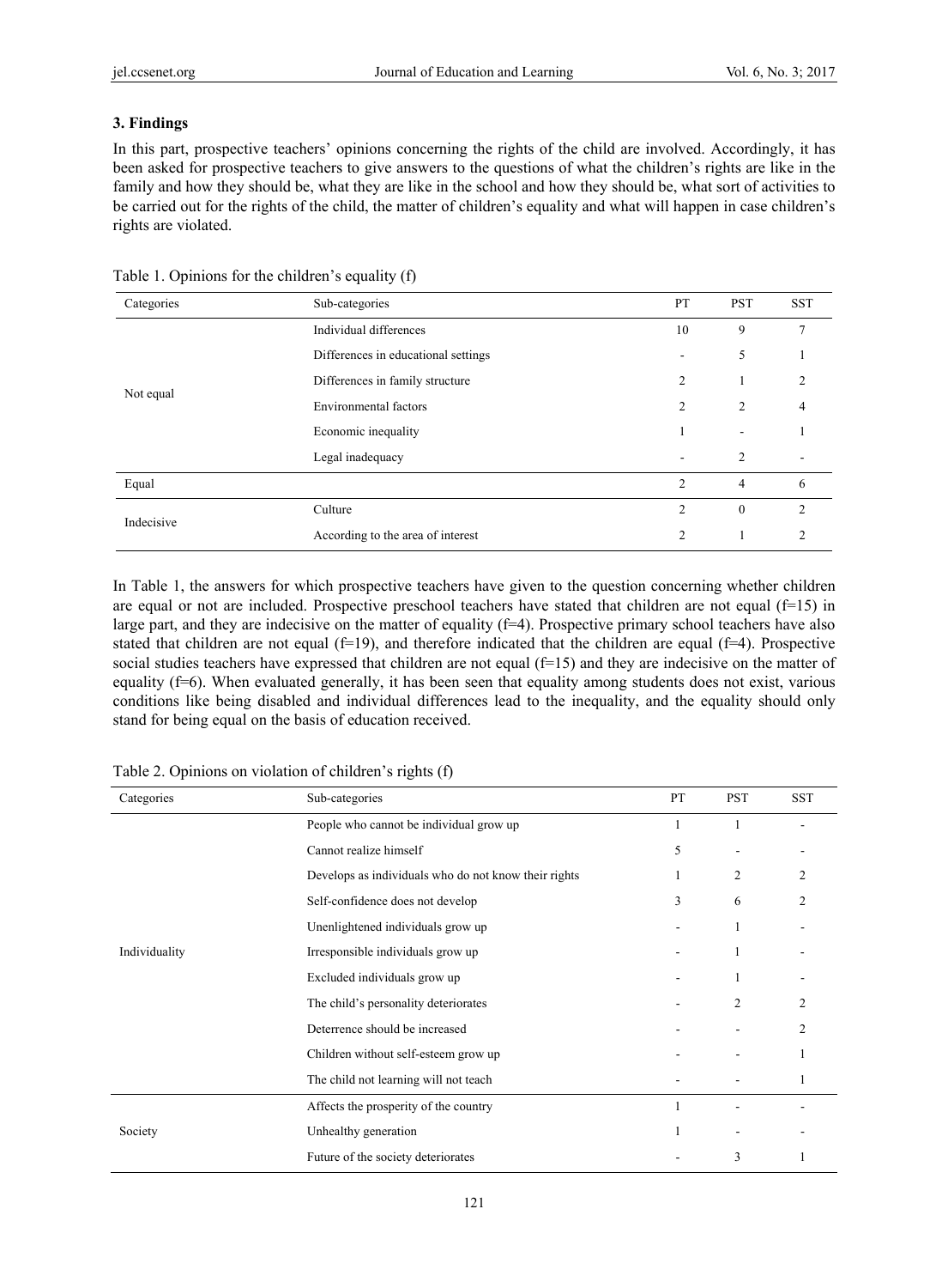### 3. Findings

In this part, prospective teachers' opinions concerning the rights of the child are involved. Accordingly, it has been asked for prospective teachers to give answers to the questions of what the children's rights are like in the family and how they should be, what they are like in the school and how they should be, what sort of activities to be carried out for the rights of the child, the matter of children's equality and what will happen in case children's rights are violated.

Table 1. Opinions for the children's equality (f)

| Categories | Sub-categories | PT | PST | SST |
|---|---|---|---|---|
| Not equal | Individual differences | 10 | 9 | 7 |
| | Differences in educational settings | - | 5 | 1 |
| | Differences in family structure | 2 | 1 | 2 |
| | Environmental factors | 2 | 2 | 4 |
| | Economic inequality | 1 | - | 1 |
| | Legal inadequacy | - | 2 | - |
| Equal | | 2 | 4 | 6 |
| Indecisive | Culture | 2 | 0 | 2 |
| | According to the area of interest | 2 | 1 | 2 |

In Table 1, the answers for which prospective teachers have given to the question concerning whether children are equal or not are included. Prospective preschool teachers have stated that children are not equal (f=15) in large part, and they are indecisive on the matter of equality (f=4). Prospective primary school teachers have also stated that children are not equal (f=19), and therefore indicated that the children are equal (f=4). Prospective social studies teachers have expressed that children are not equal (f=15) and they are indecisive on the matter of equality (f=6). When evaluated generally, it has been seen that equality among students does not exist, various conditions like being disabled and individual differences lead to the inequality, and the equality should only stand for being equal on the basis of education received.

Table 2. Opinions on violation of children's rights (f)

| Categories | Sub-categories | PT | PST | SST |
|---|---|---|---|---|
| Individuality | People who cannot be individual grow up | 1 | 1 | - |
| | Cannot realize himself | 5 | - | - |
| | Develops as individuals who do not know their rights | 1 | 2 | 2 |
| | Self-confidence does not develop | 3 | 6 | 2 |
| | Unenlightened individuals grow up | - | 1 | - |
| | Irresponsible individuals grow up | - | 1 | - |
| | Excluded individuals grow up | - | 1 | - |
| | The child's personality deteriorates | - | 2 | 2 |
| | Deterrence should be increased | - | - | 2 |
| | Children without self-esteem grow up | - | - | 1 |
| | The child not learning will not teach | - | - | 1 |
| Society | Affects the prosperity of the country | 1 | - | - |
| | Unhealthy generation | 1 | - | - |
| | Future of the society deteriorates | - | 3 | 1 |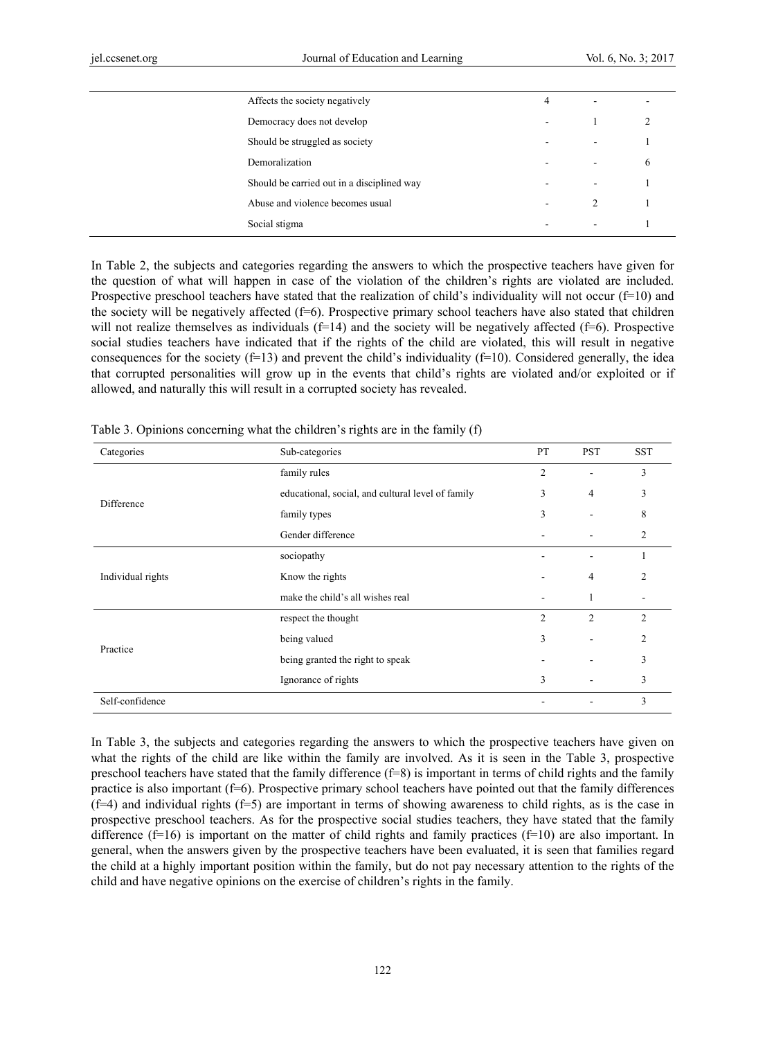| | | | | |
|---|---|---|---|---|
| | Affects the society negatively | 4 | - | - |
| | Democracy does not develop | - | 1 | 2 |
| | Should be struggled as society | - | - | 1 |
| | Demoralization | - | - | 6 |
| | Should be carried out in a disciplined way | - | - | 1 |
| | Abuse and violence becomes usual | - | 2 | 1 |
| | Social stigma | - | - | 1 |

In Table 2, the subjects and categories regarding the answers to which the prospective teachers have given for the question of what will happen in case of the violation of the children's rights are violated are included. Prospective preschool teachers have stated that the realization of child's individuality will not occur (f=10) and the society will be negatively affected (f=6). Prospective primary school teachers have also stated that children will not realize themselves as individuals (f=14) and the society will be negatively affected (f=6). Prospective social studies teachers have indicated that if the rights of the child are violated, this will result in negative consequences for the society (f=13) and prevent the child's individuality (f=10). Considered generally, the idea that corrupted personalities will grow up in the events that child's rights are violated and/or exploited or if allowed, and naturally this will result in a corrupted society has revealed.

Table 3. Opinions concerning what the children's rights are in the family (f)

| Categories | Sub-categories | PT | PST | SST |
|---|---|---|---|---|
| Difference | family rules | 2 | - | 3 |
| | educational, social, and cultural level of family | 3 | 4 | 3 |
| | family types | 3 | - | 8 |
| | Gender difference | - | - | 2 |
| Individual rights | sociopathy | - | - | 1 |
| | Know the rights | - | 4 | 2 |
| | make the child's all wishes real | - | 1 | - |
| Practice | respect the thought | 2 | 2 | 2 |
| | being valued | 3 | - | 2 |
| | being granted the right to speak | - | - | 3 |
| | Ignorance of rights | 3 | - | 3 |
| Self-confidence | | - | - | 3 |

In Table 3, the subjects and categories regarding the answers to which the prospective teachers have given on what the rights of the child are like within the family are involved. As it is seen in the Table 3, prospective preschool teachers have stated that the family difference (f=8) is important in terms of child rights and the family practice is also important (f=6). Prospective primary school teachers have pointed out that the family differences (f=4) and individual rights (f=5) are important in terms of showing awareness to child rights, as is the case in prospective preschool teachers. As for the prospective social studies teachers, they have stated that the family difference (f=16) is important on the matter of child rights and family practices (f=10) are also important. In general, when the answers given by the prospective teachers have been evaluated, it is seen that families regard the child at a highly important position within the family, but do not pay necessary attention to the rights of the child and have negative opinions on the exercise of children's rights in the family.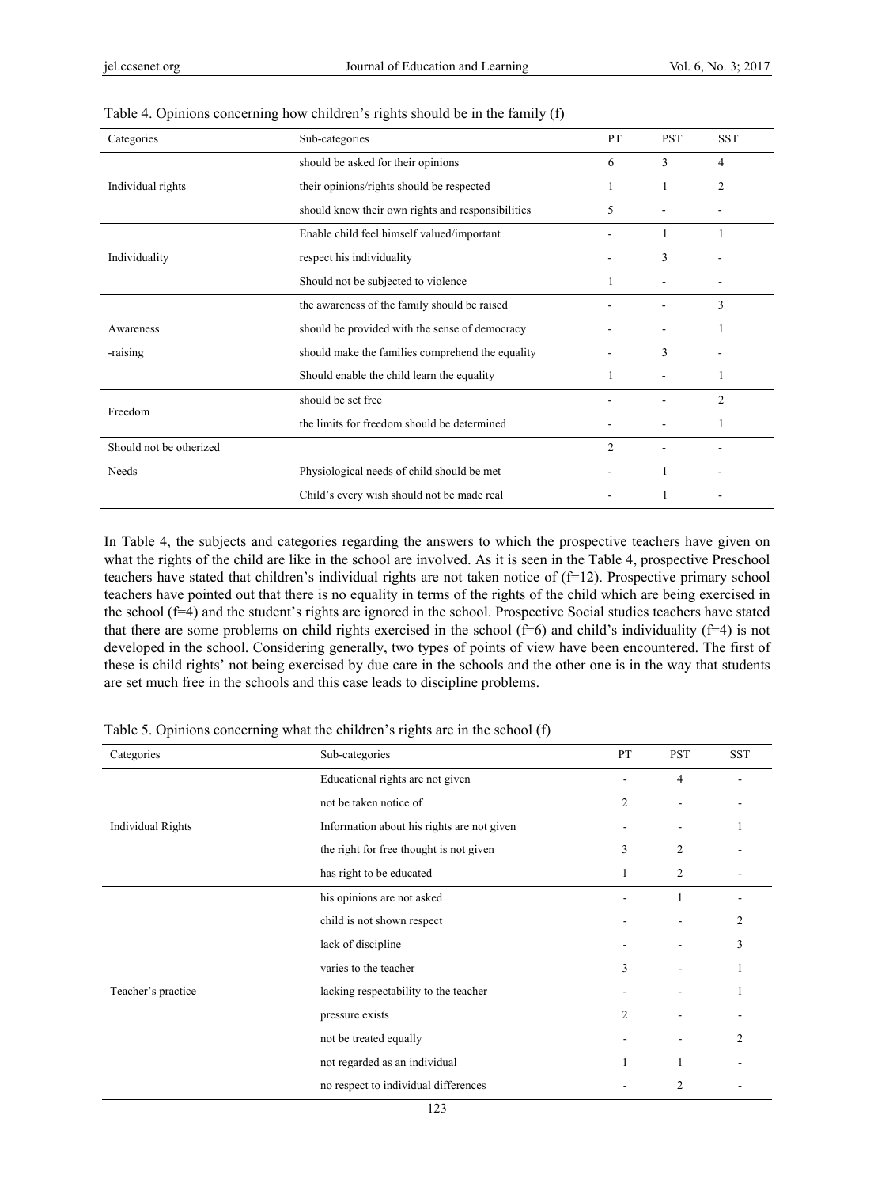Table 4. Opinions concerning how children's rights should be in the family (f)

| Categories | Sub-categories | PT | PST | SST |
|---|---|---|---|---|
| Individual rights | should be asked for their opinions | 6 | 3 | 4 |
| | their opinions/rights should be respected | 1 | 1 | 2 |
| | should know their own rights and responsibilities | 5 | - | - |
| Individuality | Enable child feel himself valued/important | - | 1 | 1 |
| | respect his individuality | - | 3 | - |
| | Should not be subjected to violence | 1 | - | - |
| Awareness -raising | the awareness of the family should be raised | - | - | 3 |
| | should be provided with the sense of democracy | - | - | 1 |
| | should make the families comprehend the equality | - | 3 | - |
| | Should enable the child learn the equality | 1 | - | 1 |
| Freedom | should be set free | - | - | 2 |
| | the limits for freedom should be determined | - | - | 1 |
| Should not be otherized | | 2 | - | - |
| Needs | Physiological needs of child should be met | - | 1 | - |
| | Child's every wish should not be made real | - | 1 | - |

In Table 4, the subjects and categories regarding the answers to which the prospective teachers have given on what the rights of the child are like in the school are involved. As it is seen in the Table 4, prospective Preschool teachers have stated that children's individual rights are not taken notice of (f=12). Prospective primary school teachers have pointed out that there is no equality in terms of the rights of the child which are being exercised in the school (f=4) and the student's rights are ignored in the school. Prospective Social studies teachers have stated that there are some problems on child rights exercised in the school (f=6) and child's individuality (f=4) is not developed in the school. Considering generally, two types of points of view have been encountered. The first of these is child rights' not being exercised by due care in the schools and the other one is in the way that students are set much free in the schools and this case leads to discipline problems.

Table 5. Opinions concerning what the children's rights are in the school (f)

| Categories | Sub-categories | PT | PST | SST |
|---|---|---|---|---|
| Individual Rights | Educational rights are not given | - | 4 | - |
| | not be taken notice of | 2 | - | - |
| | Information about his rights are not given | - | - | 1 |
| | the right for free thought is not given | 3 | 2 | - |
| | has right to be educated | 1 | 2 | - |
| Teacher's practice | his opinions are not asked | - | 1 | - |
| | child is not shown respect | - | - | 2 |
| | lack of discipline | - | - | 3 |
| | varies to the teacher | 3 | - | 1 |
| | lacking respectability to the teacher | - | - | 1 |
| | pressure exists | 2 | - | - |
| | not be treated equally | - | - | 2 |
| | not regarded as an individual | 1 | 1 | - |
| | no respect to individual differences | - | 2 | - |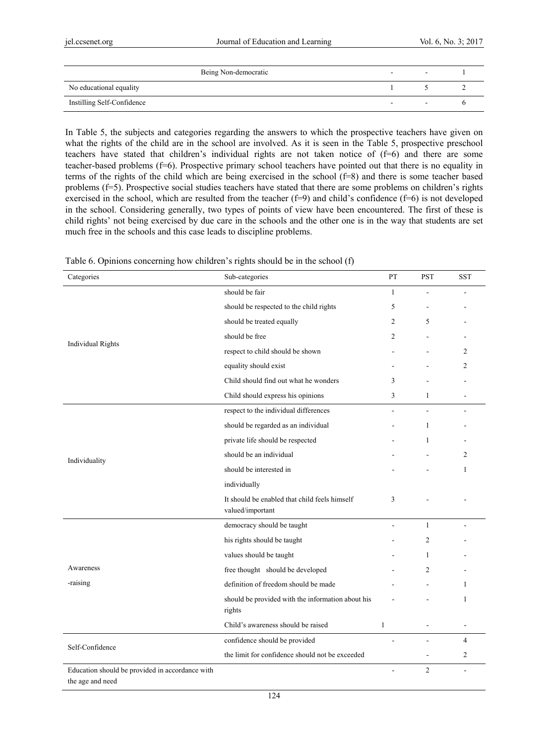| | | | |
|---|---|---|---|
| Being Non-democratic | - | - | 1 |
| No educational equality | 1 | 5 | 2 |
| Instilling Self-Confidence | - | - | 6 |

In Table 5, the subjects and categories regarding the answers to which the prospective teachers have given on what the rights of the child are in the school are involved. As it is seen in the Table 5, prospective preschool teachers have stated that children's individual rights are not taken notice of (f=6) and there are some teacher-based problems (f=6). Prospective primary school teachers have pointed out that there is no equality in terms of the rights of the child which are being exercised in the school (f=8) and there is some teacher based problems (f=5). Prospective social studies teachers have stated that there are some problems on children's rights exercised in the school, which are resulted from the teacher (f=9) and child's confidence (f=6) is not developed in the school. Considering generally, two types of points of view have been encountered. The first of these is child rights' not being exercised by due care in the schools and the other one is in the way that students are set much free in the schools and this case leads to discipline problems.

Table 6. Opinions concerning how children's rights should be in the school (f)

| Categories | Sub-categories | PT | PST | SST |
|---|---|---|---|---|
| Individual Rights | should be fair | 1 | - | - |
| | should be respected to the child rights | 5 | - | - |
| | should be treated equally | 2 | 5 | - |
| | should be free | 2 | - | - |
| | respect to child should be shown | - | - | 2 |
| | equality should exist | - | - | 2 |
| | Child should find out what he wonders | 3 | - | - |
| | Child should express his opinions | 3 | 1 | - |
| Individuality | respect to the individual differences | - | - | - |
| | should be regarded as an individual | - | 1 | - |
| | private life should be respected | - | 1 | - |
| | should be an individual | - | - | 2 |
| | should be interested in individually | - | - | 1 |
| | It should be enabled that child feels himself valued/important | 3 | - | - |
| Awareness -raising | democracy should be taught | - | 1 | - |
| | his rights should be taught | - | 2 | - |
| | values should be taught | - | 1 | - |
| | free thought should be developed | - | 2 | - |
| | definition of freedom should be made | - | - | 1 |
| | should be provided with the information about his rights | - | - | 1 |
| | Child's awareness should be raised | 1 | - | - |
| Self-Confidence | confidence should be provided | - | - | 4 |
| | the limit for confidence should not be exceeded | | - | 2 |
| Education should be provided in accordance with the age and need | | - | 2 | - |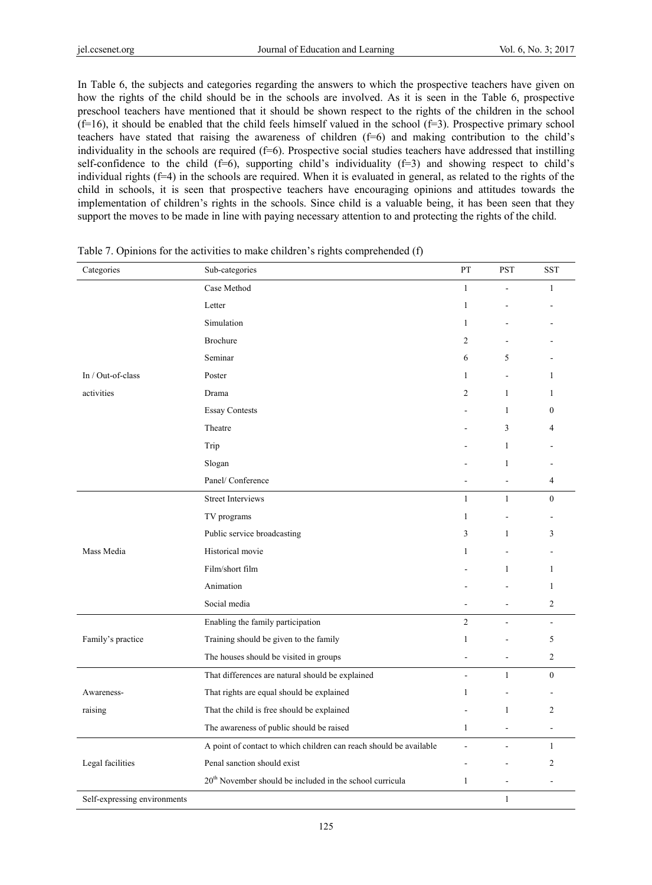In Table 6, the subjects and categories regarding the answers to which the prospective teachers have given on how the rights of the child should be in the schools are involved. As it is seen in the Table 6, prospective preschool teachers have mentioned that it should be shown respect to the rights of the children in the school (f=16), it should be enabled that the child feels himself valued in the school (f=3). Prospective primary school teachers have stated that raising the awareness of children (f=6) and making contribution to the child's individuality in the schools are required (f=6). Prospective social studies teachers have addressed that instilling self-confidence to the child (f=6), supporting child's individuality (f=3) and showing respect to child's individual rights (f=4) in the schools are required. When it is evaluated in general, as related to the rights of the child in schools, it is seen that prospective teachers have encouraging opinions and attitudes towards the implementation of children's rights in the schools. Since child is a valuable being, it has been seen that they support the moves to be made in line with paying necessary attention to and protecting the rights of the child.

Table 7. Opinions for the activities to make children's rights comprehended (f)

| Categories | Sub-categories | PT | PST | SST |
|---|---|---|---|---|
| In / Out-of-class activities | Case Method | 1 | - | 1 |
| | Letter | 1 | - | - |
| | Simulation | 1 | - | - |
| | Brochure | 2 | - | - |
| | Seminar | 6 | 5 | - |
| | Poster | 1 | - | 1 |
| | Drama | 2 | 1 | 1 |
| | Essay Contests | - | 1 | 0 |
| | Theatre | - | 3 | 4 |
| | Trip | - | 1 | - |
| | Slogan | - | 1 | - |
| | Panel/ Conference | - | - | 4 |
| Mass Media | Street Interviews | 1 | 1 | 0 |
| | TV programs | 1 | - | - |
| | Public service broadcasting | 3 | 1 | 3 |
| | Historical movie | 1 | - | - |
| | Film/short film | - | 1 | 1 |
| | Animation | - | - | 1 |
| | Social media | - | - | 2 |
| Family's practice | Enabling the family participation | 2 | - | - |
| | Training should be given to the family | 1 | - | 5 |
| | The houses should be visited in groups | - | - | 2 |
| Awareness-raising | That differences are natural should be explained | - | 1 | 0 |
| | That rights are equal should be explained | 1 | - | - |
| | That the child is free should be explained | - | 1 | 2 |
| | The awareness of public should be raised | 1 | - | - |
| Legal facilities | A point of contact to which children can reach should be available | - | - | 1 |
| | Penal sanction should exist | - | - | 2 |
| | 20th November should be included in the school curricula | 1 | - | - |
| Self-expressing environments | | | 1 | |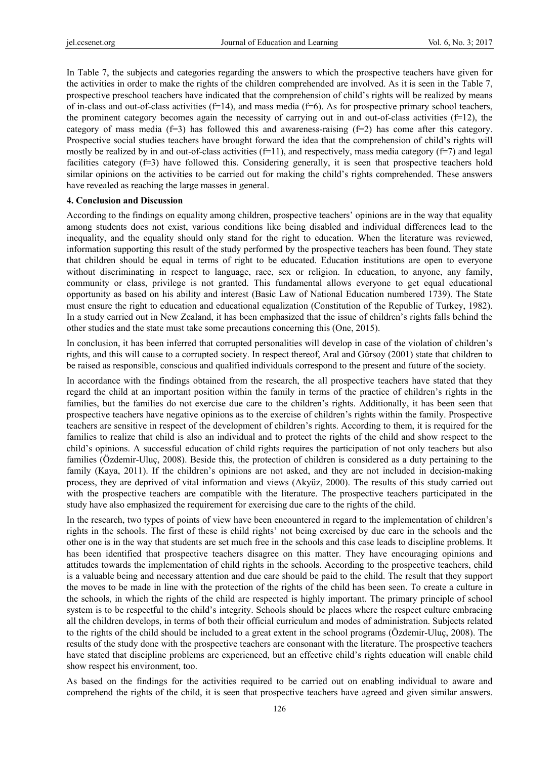In Table 7, the subjects and categories regarding the answers to which the prospective teachers have given for the activities in order to make the rights of the children comprehended are involved. As it is seen in the Table 7, prospective preschool teachers have indicated that the comprehension of child's rights will be realized by means of in-class and out-of-class activities (f=14), and mass media (f=6). As for prospective primary school teachers, the prominent category becomes again the necessity of carrying out in and out-of-class activities (f=12), the category of mass media (f=3) has followed this and awareness-raising (f=2) has come after this category. Prospective social studies teachers have brought forward the idea that the comprehension of child's rights will mostly be realized by in and out-of-class activities (f=11), and respectively, mass media category (f=7) and legal facilities category (f=3) have followed this. Considering generally, it is seen that prospective teachers hold similar opinions on the activities to be carried out for making the child's rights comprehended. These answers have revealed as reaching the large masses in general.

## 4. Conclusion and Discussion

According to the findings on equality among children, prospective teachers' opinions are in the way that equality among students does not exist, various conditions like being disabled and individual differences lead to the inequality, and the equality should only stand for the right to education. When the literature was reviewed, information supporting this result of the study performed by the prospective teachers has been found. They state that children should be equal in terms of right to be educated. Education institutions are open to everyone without discriminating in respect to language, race, sex or religion. In education, to anyone, any family, community or class, privilege is not granted. This fundamental allows everyone to get equal educational opportunity as based on his ability and interest (Basic Law of National Education numbered 1739). The State must ensure the right to education and educational equalization (Constitution of the Republic of Turkey, 1982). In a study carried out in New Zealand, it has been emphasized that the issue of children's rights falls behind the other studies and the state must take some precautions concerning this (One, 2015).

In conclusion, it has been inferred that corrupted personalities will develop in case of the violation of children's rights, and this will cause to a corrupted society. In respect thereof, Aral and Gürsoy (2001) state that children to be raised as responsible, conscious and qualified individuals correspond to the present and future of the society.

In accordance with the findings obtained from the research, the all prospective teachers have stated that they regard the child at an important position within the family in terms of the practice of children's rights in the families, but the families do not exercise due care to the children's rights. Additionally, it has been seen that prospective teachers have negative opinions as to the exercise of children's rights within the family. Prospective teachers are sensitive in respect of the development of children's rights. According to them, it is required for the families to realize that child is also an individual and to protect the rights of the child and show respect to the child's opinions. A successful education of child rights requires the participation of not only teachers but also families (Özdemir-Uluç, 2008). Beside this, the protection of children is considered as a duty pertaining to the family (Kaya, 2011). If the children's opinions are not asked, and they are not included in decision-making process, they are deprived of vital information and views (Akyüz, 2000). The results of this study carried out with the prospective teachers are compatible with the literature. The prospective teachers participated in the study have also emphasized the requirement for exercising due care to the rights of the child.

In the research, two types of points of view have been encountered in regard to the implementation of children's rights in the schools. The first of these is child rights' not being exercised by due care in the schools and the other one is in the way that students are set much free in the schools and this case leads to discipline problems. It has been identified that prospective teachers disagree on this matter. They have encouraging opinions and attitudes towards the implementation of child rights in the schools. According to the prospective teachers, child is a valuable being and necessary attention and due care should be paid to the child. The result that they support the moves to be made in line with the protection of the rights of the child has been seen. To create a culture in the schools, in which the rights of the child are respected is highly important. The primary principle of school system is to be respectful to the child's integrity. Schools should be places where the respect culture embracing all the children develops, in terms of both their official curriculum and modes of administration. Subjects related to the rights of the child should be included to a great extent in the school programs (Özdemir-Uluç, 2008). The results of the study done with the prospective teachers are consonant with the literature. The prospective teachers have stated that discipline problems are experienced, but an effective child's rights education will enable child show respect his environment, too.

As based on the findings for the activities required to be carried out on enabling individual to aware and comprehend the rights of the child, it is seen that prospective teachers have agreed and given similar answers.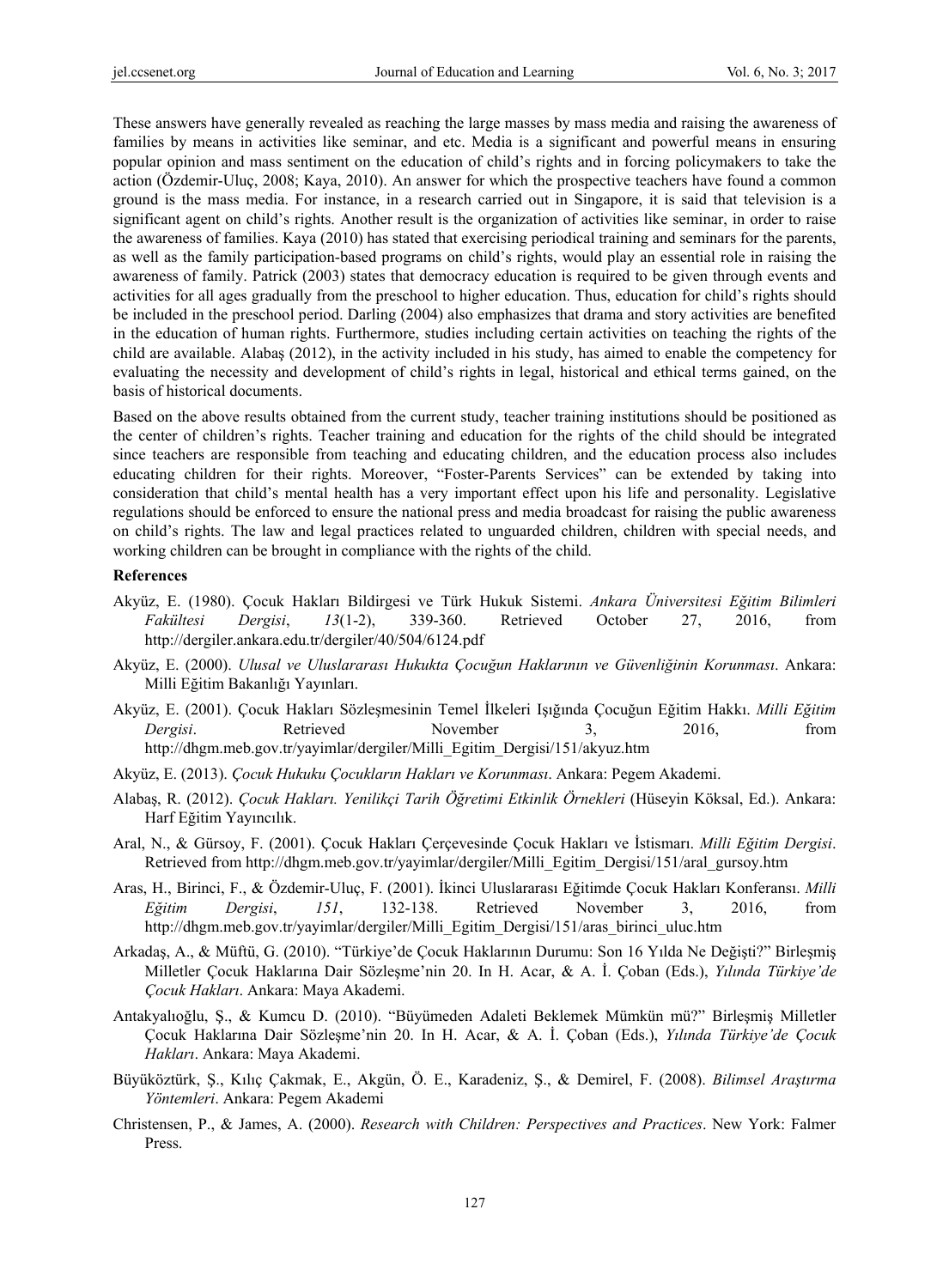These answers have generally revealed as reaching the large masses by mass media and raising the awareness of families by means in activities like seminar, and etc. Media is a significant and powerful means in ensuring popular opinion and mass sentiment on the education of child's rights and in forcing policymakers to take the action (Özdemir-Uluç, 2008; Kaya, 2010). An answer for which the prospective teachers have found a common ground is the mass media. For instance, in a research carried out in Singapore, it is said that television is a significant agent on child's rights. Another result is the organization of activities like seminar, in order to raise the awareness of families. Kaya (2010) has stated that exercising periodical training and seminars for the parents, as well as the family participation-based programs on child's rights, would play an essential role in raising the awareness of family. Patrick (2003) states that democracy education is required to be given through events and activities for all ages gradually from the preschool to higher education. Thus, education for child's rights should be included in the preschool period. Darling (2004) also emphasizes that drama and story activities are benefited in the education of human rights. Furthermore, studies including certain activities on teaching the rights of the child are available. Alabaş (2012), in the activity included in his study, has aimed to enable the competency for evaluating the necessity and development of child's rights in legal, historical and ethical terms gained, on the basis of historical documents.

Based on the above results obtained from the current study, teacher training institutions should be positioned as the center of children's rights. Teacher training and education for the rights of the child should be integrated since teachers are responsible from teaching and educating children, and the education process also includes educating children for their rights. Moreover, "Foster-Parents Services" can be extended by taking into consideration that child's mental health has a very important effect upon his life and personality. Legislative regulations should be enforced to ensure the national press and media broadcast for raising the public awareness on child's rights. The law and legal practices related to unguarded children, children with special needs, and working children can be brought in compliance with the rights of the child.

## References

Akyüz, E. (1980). Çocuk Hakları Bildirgesi ve Türk Hukuk Sistemi. *Ankara Üniversitesi Eğitim Bilimleri Fakültesi Dergisi*, *13*(1-2), 339-360. Retrieved October 27, 2016, from http://dergiler.ankara.edu.tr/dergiler/40/504/6124.pdf

Akyüz, E. (2000). *Ulusal ve Uluslararası Hukukta Çocuğun Haklarının ve Güvenliğinin Korunması*. Ankara: Milli Eğitim Bakanlığı Yayınları.

Akyüz, E. (2001). Çocuk Hakları Sözleşmesinin Temel İlkeleri Işığında Çocuğun Eğitim Hakkı. *Milli Eğitim Dergisi*. Retrieved November 3, 2016, from http://dhgm.meb.gov.tr/yayimlar/dergiler/Milli_Egitim_Dergisi/151/akyuz.htm

Akyüz, E. (2013). *Çocuk Hukuku Çocukların Hakları ve Korunması*. Ankara: Pegem Akademi.

Alabaş, R. (2012). *Çocuk Hakları. Yenilikçi Tarih Öğretimi Etkinlik Örnekleri* (Hüseyin Köksal, Ed.). Ankara: Harf Eğitim Yayıncılık.

Aral, N., & Gürsoy, F. (2001). Çocuk Hakları Çerçevesinde Çocuk Hakları ve İstismarı. *Milli Eğitim Dergisi*. Retrieved from http://dhgm.meb.gov.tr/yayimlar/dergiler/Milli_Egitim_Dergisi/151/aral_gursoy.htm

Aras, H., Birinci, F., & Özdemir-Uluç, F. (2001). İkinci Uluslararası Eğitimde Çocuk Hakları Konferansı. *Milli Eğitim Dergisi*, *151*, 132-138. Retrieved November 3, 2016, from http://dhgm.meb.gov.tr/yayimlar/dergiler/Milli_Egitim_Dergisi/151/aras_birinci_uluc.htm

Arkadaş, A., & Müftü, G. (2010). "Türkiye'de Çocuk Haklarının Durumu: Son 16 Yılda Ne Değişti?" Birleşmiş Milletler Çocuk Haklarına Dair Sözleşme'nin 20. In H. Acar, & A. İ. Çoban (Eds.), *Yılında Türkiye'de Çocuk Hakları*. Ankara: Maya Akademi.

Antakyalıoğlu, Ş., & Kumcu D. (2010). "Büyümeden Adaleti Beklemek Mümkün mü?" Birleşmiş Milletler Çocuk Haklarına Dair Sözleşme'nin 20. In H. Acar, & A. İ. Çoban (Eds.), *Yılında Türkiye'de Çocuk Hakları*. Ankara: Maya Akademi.

Büyüköztürk, Ş., Kılıç Çakmak, E., Akgün, Ö. E., Karadeniz, Ş., & Demirel, F. (2008). *Bilimsel Araştırma Yöntemleri*. Ankara: Pegem Akademi

Christensen, P., & James, A. (2000). *Research with Children: Perspectives and Practices*. New York: Falmer Press.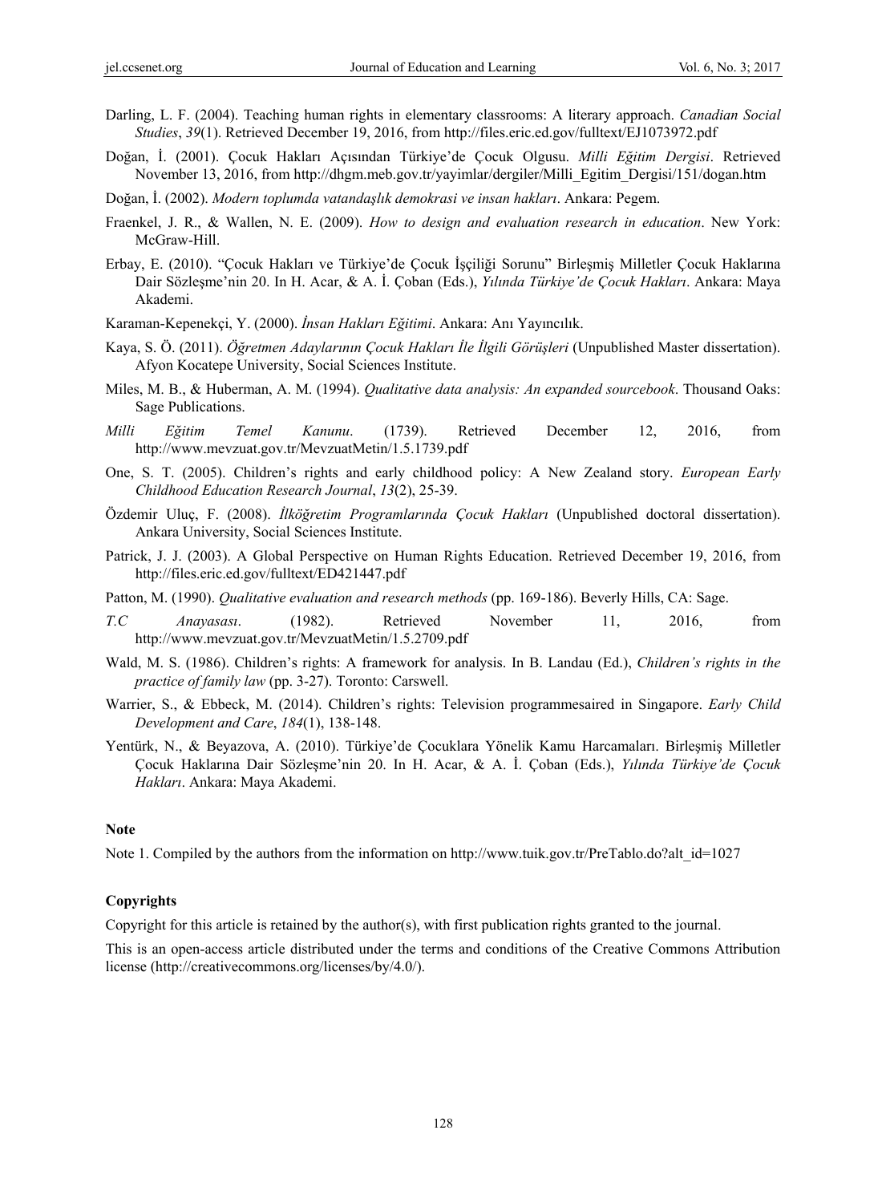Darling, L. F. (2004). Teaching human rights in elementary classrooms: A literary approach. *Canadian Social Studies*, *39*(1). Retrieved December 19, 2016, from http://files.eric.ed.gov/fulltext/EJ1073972.pdf

Doğan, İ. (2001). Çocuk Hakları Açısından Türkiye'de Çocuk Olgusu. *Milli Eğitim Dergisi*. Retrieved November 13, 2016, from http://dhgm.meb.gov.tr/yayimlar/dergiler/Milli_Egitim_Dergisi/151/dogan.htm

Doğan, İ. (2002). *Modern toplumda vatandaşlık demokrasi ve insan hakları*. Ankara: Pegem.

Fraenkel, J. R., & Wallen, N. E. (2009). *How to design and evaluation research in education*. New York: McGraw-Hill.

Erbay, E. (2010). "Çocuk Hakları ve Türkiye'de Çocuk İşçiliği Sorunu" Birleşmiş Milletler Çocuk Haklarına Dair Sözleşme'nin 20. In H. Acar, & A. İ. Çoban (Eds.), *Yılında Türkiye'de Çocuk Hakları*. Ankara: Maya Akademi.

Karaman-Kepenekçi, Y. (2000). *İnsan Hakları Eğitimi*. Ankara: Anı Yayıncılık.

Kaya, S. Ö. (2011). *Öğretmen Adaylarının Çocuk Hakları İle İlgili Görüşleri* (Unpublished Master dissertation). Afyon Kocatepe University, Social Sciences Institute.

Miles, M. B., & Huberman, A. M. (1994). *Qualitative data analysis: An expanded sourcebook*. Thousand Oaks: Sage Publications.

*Milli Eğitim Temel Kanunu*. (1739). Retrieved December 12, 2016, from http://www.mevzuat.gov.tr/MevzuatMetin/1.5.1739.pdf

One, S. T. (2005). Children's rights and early childhood policy: A New Zealand story. *European Early Childhood Education Research Journal*, *13*(2), 25-39.

Özdemir Uluç, F. (2008). *İlköğretim Programlarında Çocuk Hakları* (Unpublished doctoral dissertation). Ankara University, Social Sciences Institute.

Patrick, J. J. (2003). A Global Perspective on Human Rights Education. Retrieved December 19, 2016, from http://files.eric.ed.gov/fulltext/ED421447.pdf

Patton, M. (1990). *Qualitative evaluation and research methods* (pp. 169-186). Beverly Hills, CA: Sage.

*T.C Anayasası*. (1982). Retrieved November 11, 2016, from http://www.mevzuat.gov.tr/MevzuatMetin/1.5.2709.pdf

Wald, M. S. (1986). Children's rights: A framework for analysis. In B. Landau (Ed.), *Children's rights in the practice of family law* (pp. 3-27). Toronto: Carswell.

Warrier, S., & Ebbeck, M. (2014). Children's rights: Television programmesaired in Singapore. *Early Child Development and Care*, *184*(1), 138-148.

Yentürk, N., & Beyazova, A. (2010). Türkiye'de Çocuklara Yönelik Kamu Harcamaları. Birleşmiş Milletler Çocuk Haklarına Dair Sözleşme'nin 20. In H. Acar, & A. İ. Çoban (Eds.), *Yılında Türkiye'de Çocuk Hakları*. Ankara: Maya Akademi.

## Note

Note 1. Compiled by the authors from the information on http://www.tuik.gov.tr/PreTablo.do?alt_id=1027

## Copyrights

Copyright for this article is retained by the author(s), with first publication rights granted to the journal.

This is an open-access article distributed under the terms and conditions of the Creative Commons Attribution license (http://creativecommons.org/licenses/by/4.0/).